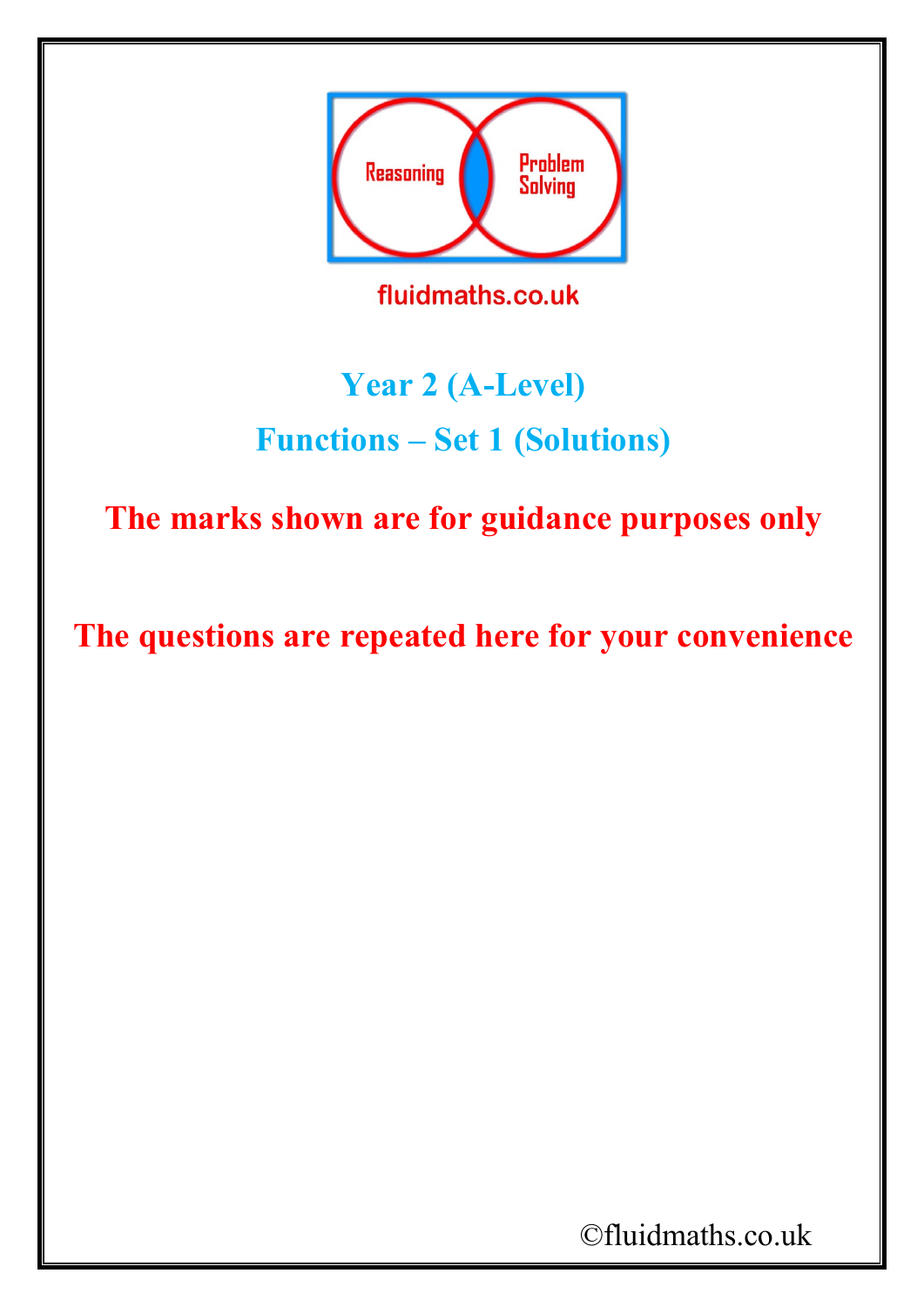Reasoning

Problem Solving

fluidmaths.co.uk

# Year 2 (A-Level)

## Functions – Set 1 (Solutions)

**The marks shown are for guidance purposes only**

**The questions are repeated here for your convenience**

©fluidmaths.co.uk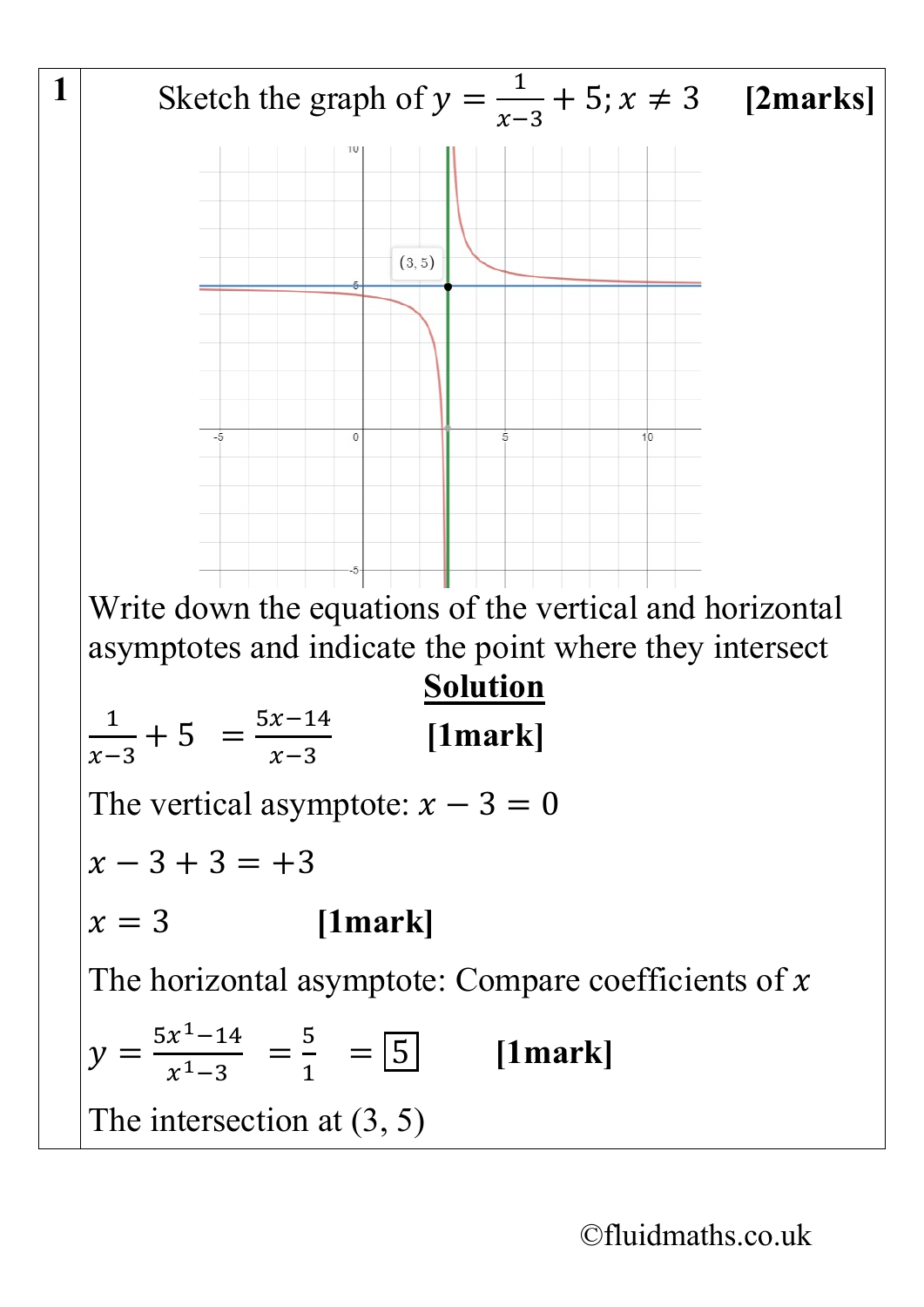**1** Sketch the graph of $y = \frac{1}{x-3} + 5; x \neq 3$ **[2marks]**

Write down the equations of the vertical and horizontal asymptotes and indicate the point where they intersect

**Solution**

$\frac{1}{x-3} + 5 = \frac{5x-14}{x-3}$ **[1mark]**

The vertical asymptote: $x - 3 = 0$

$x - 3 + 3 = +3$

$x = 3$ **[1mark]**

The horizontal asymptote: Compare coefficients of $x$

$y = \frac{5x^1 - 14}{x^1 - 3} = \frac{5}{1} = \boxed{5}$ **[1mark]**

The intersection at (3, 5)

©fluidmaths.co.uk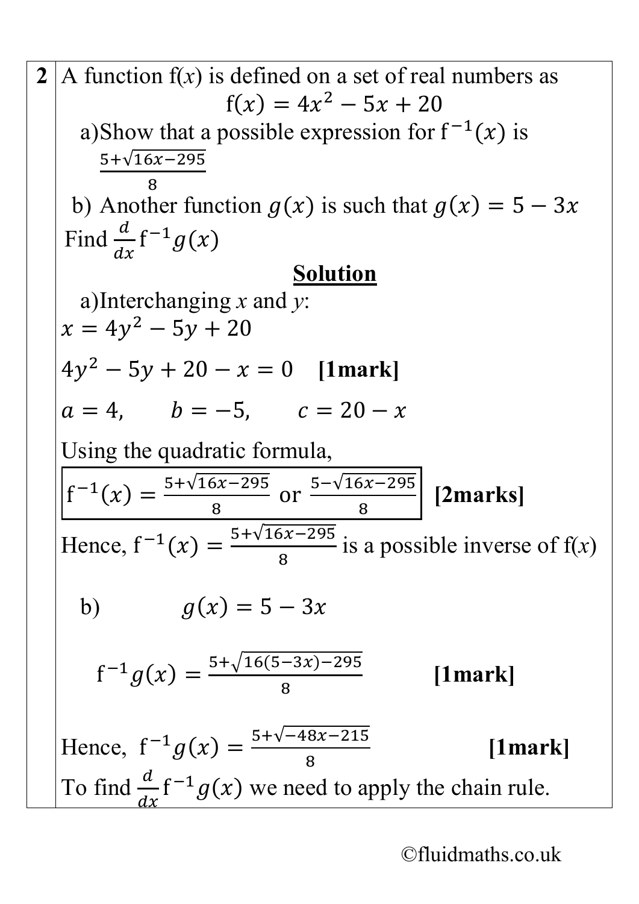**2** A function f($x$) is defined on a set of real numbers as

$$f(x) = 4x^2 - 5x + 20$$

a) Show that a possible expression for $f^{-1}(x)$ is $\frac{5+\sqrt{16x-295}}{8}$

b) Another function $g(x)$ is such that $g(x) = 5 - 3x$

Find $\frac{d}{dx}f^{-1}g(x)$

## Solution

a) Interchanging $x$ and $y$:

$$x = 4y^2 - 5y + 20$$

$4y^2 - 5y + 20 - x = 0$ **[1mark]**

$a = 4, \quad b = -5, \quad c = 20 - x$

Using the quadratic formula,

$$\boxed{f^{-1}(x) = \frac{5+\sqrt{16x-295}}{8} \text{ or } \frac{5-\sqrt{16x-295}}{8}}$$ **[2marks]**

Hence, $f^{-1}(x) = \frac{5+\sqrt{16x-295}}{8}$ is a possible inverse of f($x$)

b) $g(x) = 5 - 3x$

$f^{-1}g(x) = \frac{5+\sqrt{16(5-3x)-295}}{8}$ **[1mark]**

Hence, $f^{-1}g(x) = \frac{5+\sqrt{-48x-215}}{8}$ **[1mark]**

To find $\frac{d}{dx}f^{-1}g(x)$ we need to apply the chain rule.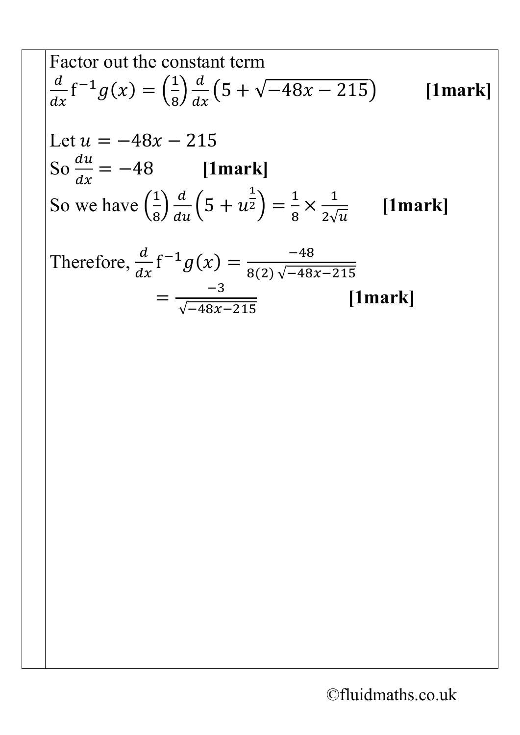Factor out the constant term

$\frac{d}{dx}\mathrm{f}^{-1}g(x) = \left(\frac{1}{8}\right)\frac{d}{dx}\left(5 + \sqrt{-48x - 215}\right)$ **[1mark]**

Let $u = -48x - 215$

So $\frac{du}{dx} = -48$ **[1mark]**

So we have $\left(\frac{1}{8}\right)\frac{d}{du}\left(5 + u^{\frac{1}{2}}\right) = \frac{1}{8} \times \frac{1}{2\sqrt{u}}$ **[1mark]**

Therefore, $\frac{d}{dx}\mathrm{f}^{-1}g(x) = \frac{-48}{8(2)\sqrt{-48x-215}}$

$= \frac{-3}{\sqrt{-48x-215}}$ **[1mark]**

©fluidmaths.co.uk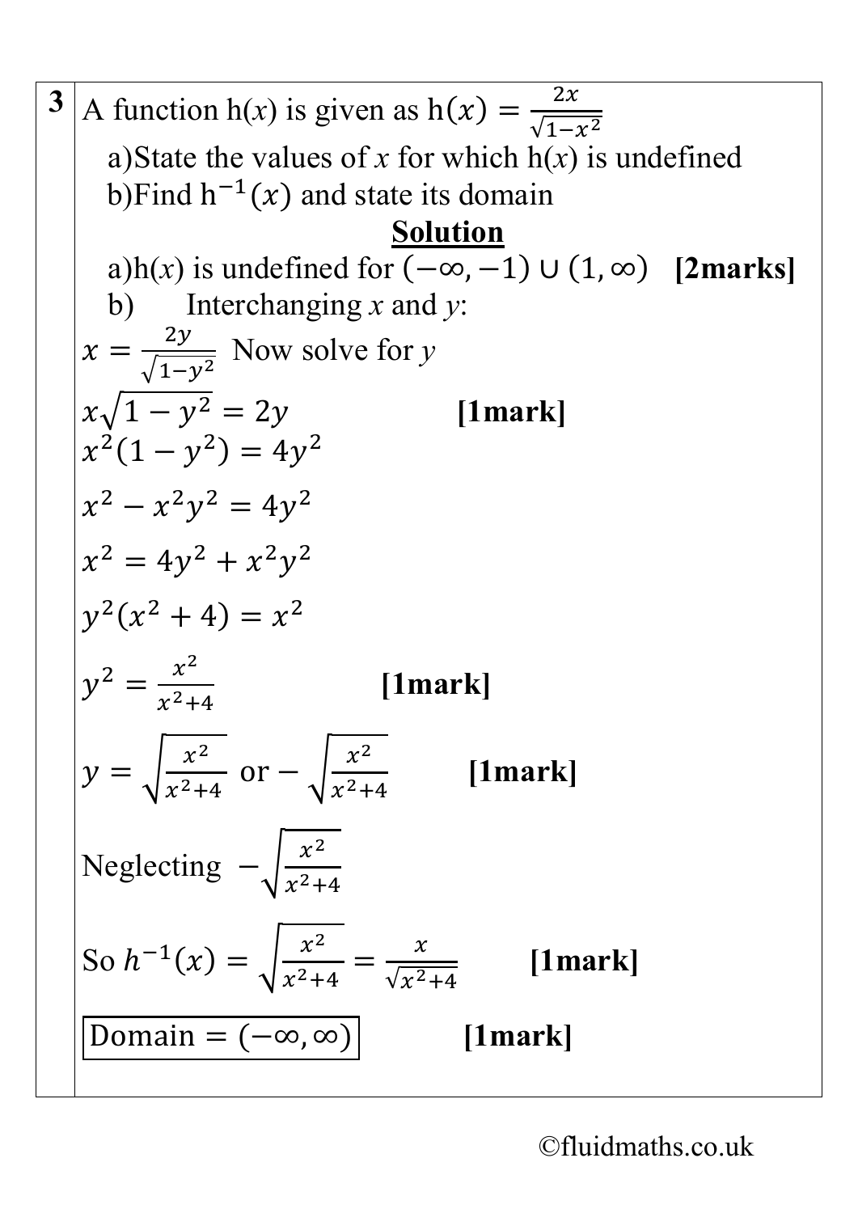**3** A function h($x$) is given as $h(x) = \frac{2x}{\sqrt{1-x^2}}$

a) State the values of $x$ for which h($x$) is undefined

b) Find $h^{-1}(x)$ and state its domain

**Solution**

a) h($x$) is undefined for $(-\infty, -1) \cup (1, \infty)$ **[2marks]**

b) Interchanging $x$ and $y$:

$x = \frac{2y}{\sqrt{1-y^2}}$ Now solve for $y$

$x\sqrt{1-y^2} = 2y$ **[1mark]**

$x^2(1-y^2) = 4y^2$

$x^2 - x^2y^2 = 4y^2$

$x^2 = 4y^2 + x^2y^2$

$y^2(x^2+4) = x^2$

$y^2 = \frac{x^2}{x^2+4}$ **[1mark]**

$y = \sqrt{\frac{x^2}{x^2+4}}$ or $-\sqrt{\frac{x^2}{x^2+4}}$ **[1mark]**

Neglecting $-\sqrt{\frac{x^2}{x^2+4}}$

So $h^{-1}(x) = \sqrt{\frac{x^2}{x^2+4}} = \frac{x}{\sqrt{x^2+4}}$ **[1mark]**

Domain $= (-\infty, \infty)$ **[1mark]**

©fluidmaths.co.uk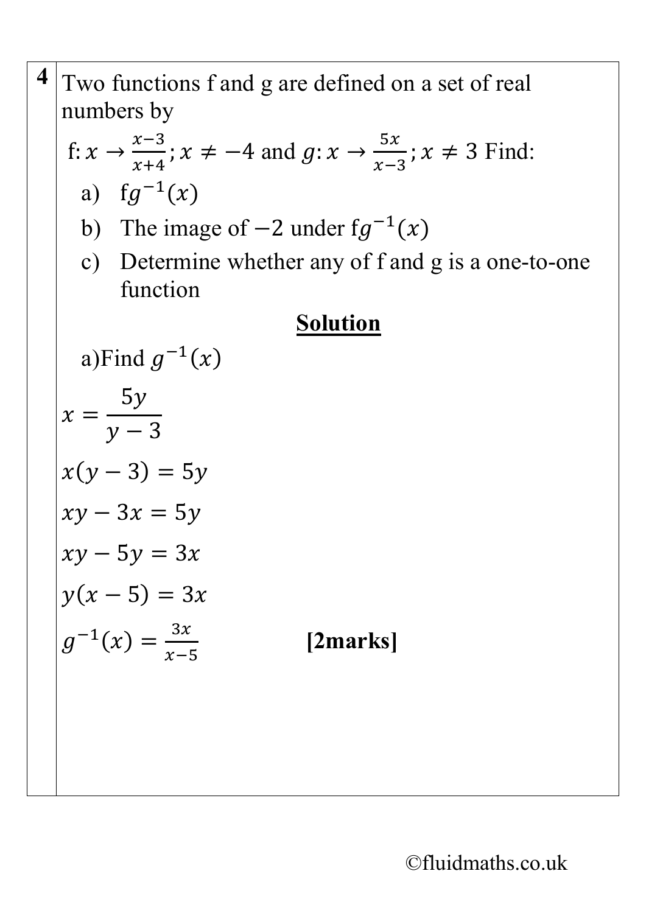**4** Two functions f and g are defined on a set of real numbers by

f: $x \to \frac{x-3}{x+4}$; $x \neq -4$ and $g: x \to \frac{5x}{x-3}$; $x \neq 3$ Find:

a) $fg^{-1}(x)$

b) The image of $-2$ under $fg^{-1}(x)$

c) Determine whether any of f and g is a one-to-one function

**Solution**

a)Find $g^{-1}(x)$

$$x = \frac{5y}{y-3}$$

$$x(y-3) = 5y$$

$$xy - 3x = 5y$$

$$xy - 5y = 3x$$

$$y(x-5) = 3x$$

$g^{-1}(x) = \frac{3x}{x-5}$ **[2marks]**

©fluidmaths.co.uk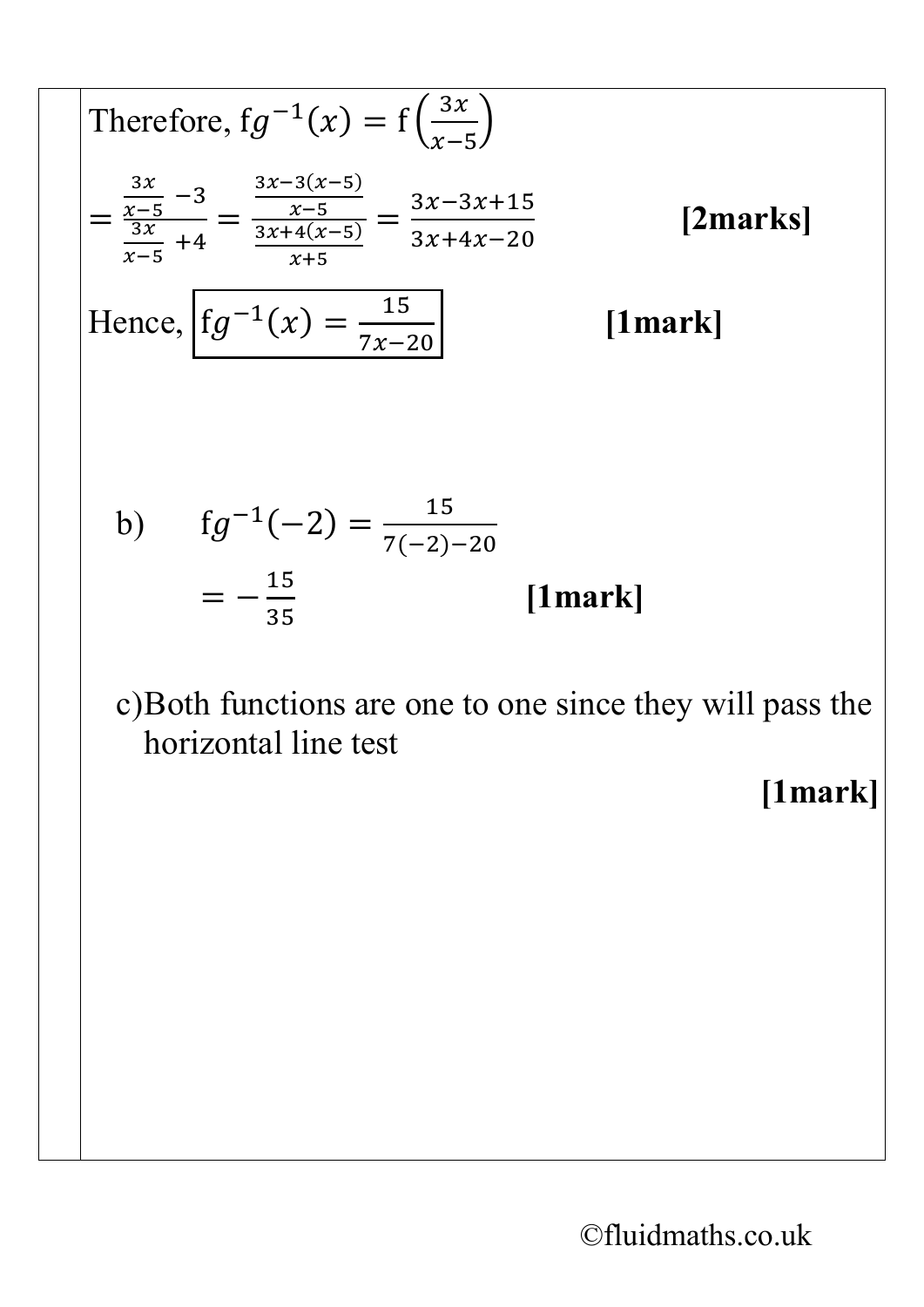Therefore, $fg^{-1}(x) = f\left(\frac{3x}{x-5}\right)$

$= \dfrac{\frac{3x}{x-5} - 3}{\frac{3x}{x-5} + 4} = \dfrac{\frac{3x-3(x-5)}{x-5}}{\frac{3x+4(x-5)}{x+5}} = \dfrac{3x-3x+15}{3x+4x-20}$ **[2marks]**

Hence, $\boxed{fg^{-1}(x) = \frac{15}{7x-20}}$ **[1mark]**

b) $fg^{-1}(-2) = \frac{15}{7(-2)-20}$

$= -\frac{15}{35}$ **[1mark]**

c) Both functions are one to one since they will pass the horizontal line test

**[1mark]**

©fluidmaths.co.uk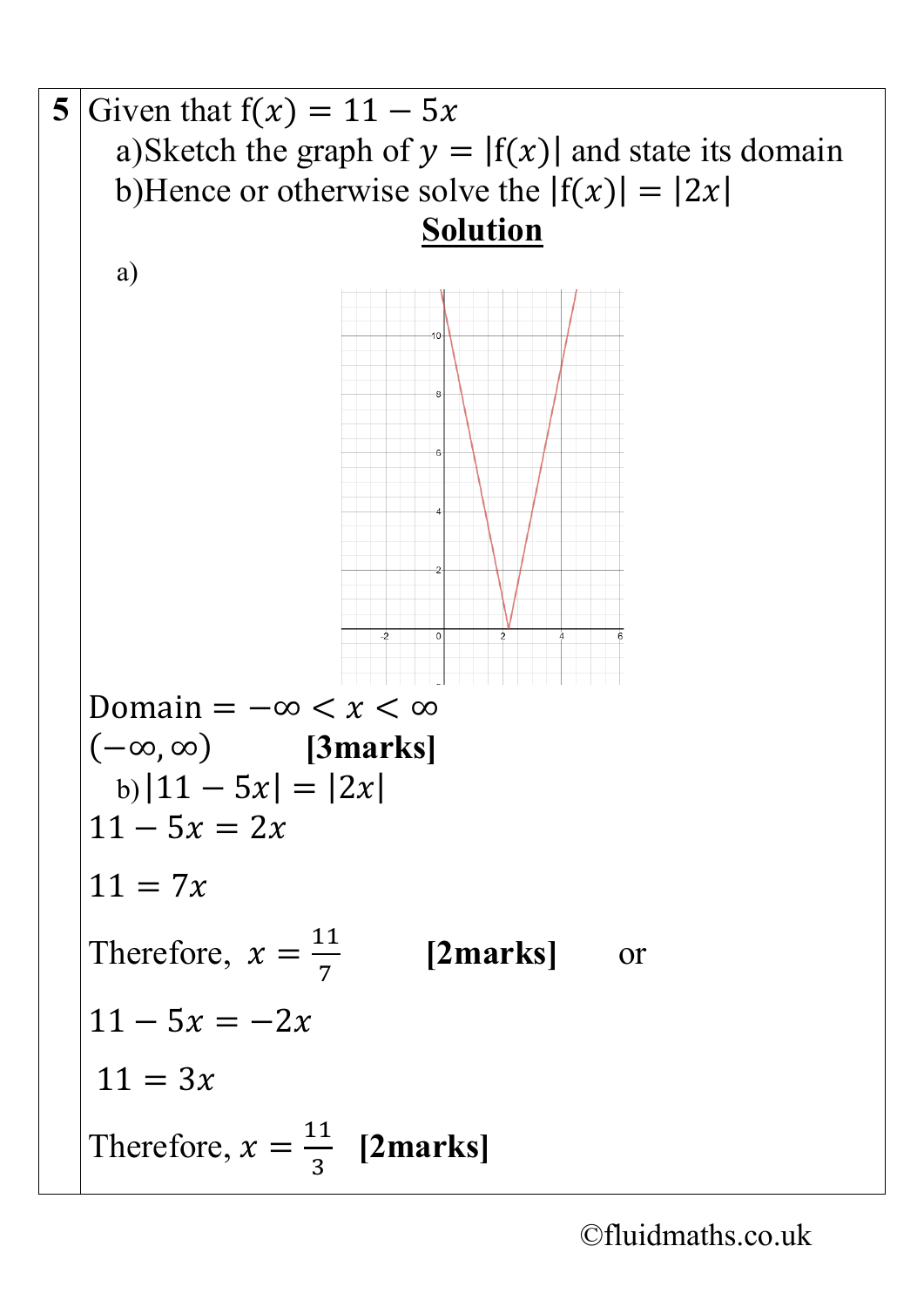**5** Given that $\mathrm{f}(x) = 11 - 5x$

a) Sketch the graph of $y = |\mathrm{f}(x)|$ and state its domain

b) Hence or otherwise solve the $|\mathrm{f}(x)| = |2x|$

**Solution**

a)

Domain $= -\infty < x < \infty$

$(-\infty, \infty)$ **[3marks]**

b) $|11 - 5x| = |2x|$

$11 - 5x = 2x$

$11 = 7x$

Therefore, $x = \frac{11}{7}$ **[2marks]** or

$11 - 5x = -2x$

$11 = 3x$

Therefore, $x = \frac{11}{3}$ **[2marks]**

©fluidmaths.co.uk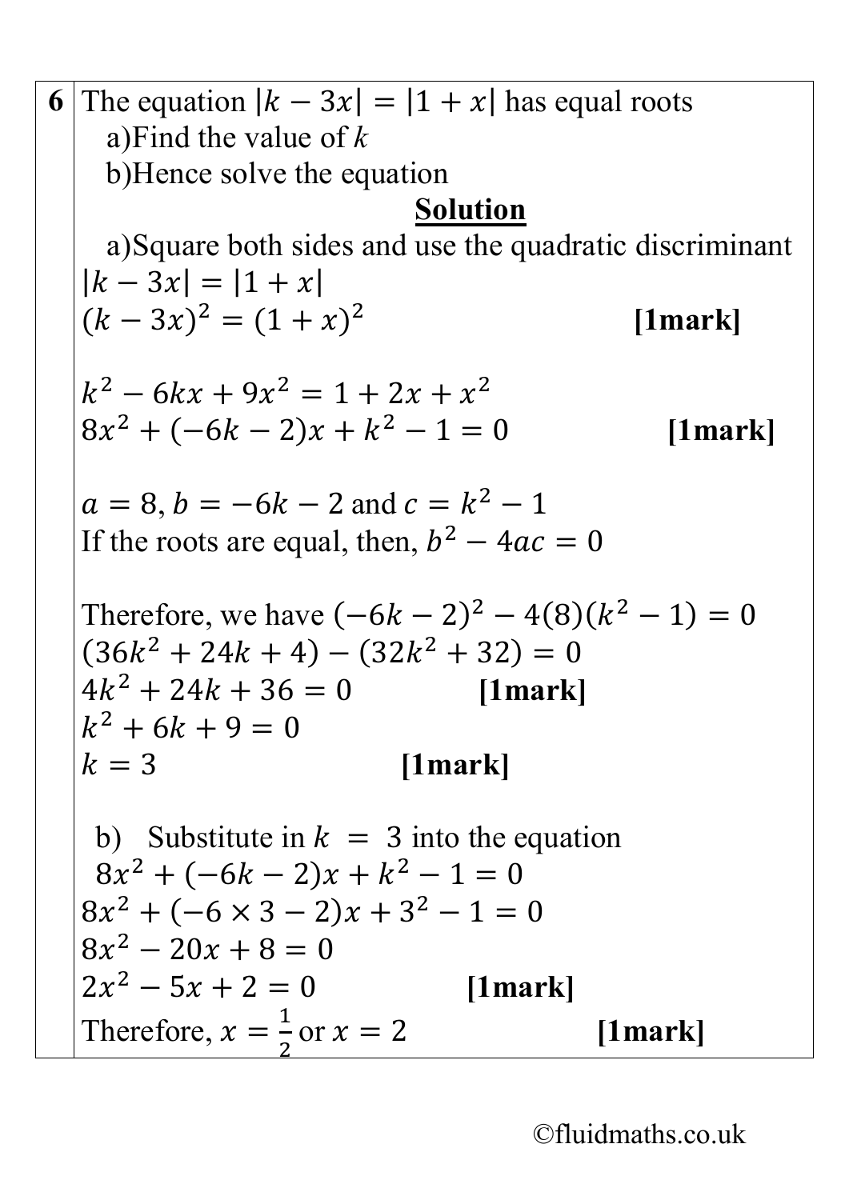**6** The equation $|k - 3x| = |1 + x|$ has equal roots

a) Find the value of $k$

b) Hence solve the equation

**Solution**

a) Square both sides and use the quadratic discriminant

$|k - 3x| = |1 + x|$

$(k - 3x)^2 = (1 + x)^2$ **[1mark]**

$k^2 - 6kx + 9x^2 = 1 + 2x + x^2$

$8x^2 + (-6k - 2)x + k^2 - 1 = 0$ **[1mark]**

$a = 8, b = -6k - 2$ and $c = k^2 - 1$

If the roots are equal, then, $b^2 - 4ac = 0$

Therefore, we have $(-6k - 2)^2 - 4(8)(k^2 - 1) = 0$

$(36k^2 + 24k + 4) - (32k^2 + 32) = 0$

$4k^2 + 24k + 36 = 0$ **[1mark]**

$k^2 + 6k + 9 = 0$

$k = 3$ **[1mark]**

b) Substitute in $k = 3$ into the equation

$8x^2 + (-6k - 2)x + k^2 - 1 = 0$

$8x^2 + (-6 \times 3 - 2)x + 3^2 - 1 = 0$

$8x^2 - 20x + 8 = 0$

$2x^2 - 5x + 2 = 0$ **[1mark]**

Therefore, $x = \frac{1}{2}$ or $x = 2$ **[1mark]**

©fluidmaths.co.uk